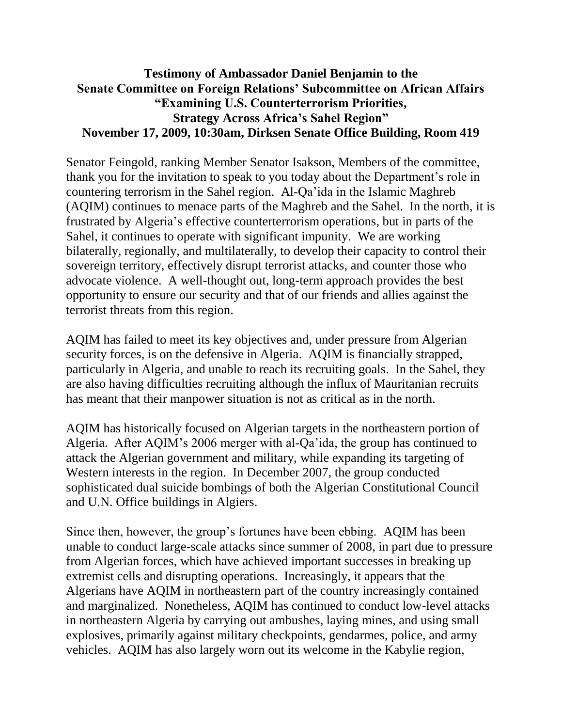**Testimony of Ambassador Daniel Benjamin to the Senate Committee on Foreign Relations' Subcommittee on African Affairs "Examining U.S. Counterterrorism Priorities, Strategy Across Africa's Sahel Region" November 17, 2009, 10:30am, Dirksen Senate Office Building, Room 419**

Senator Feingold, ranking Member Senator Isakson, Members of the committee, thank you for the invitation to speak to you today about the Department's role in countering terrorism in the Sahel region. Al-Qa'ida in the Islamic Maghreb (AQIM) continues to menace parts of the Maghreb and the Sahel. In the north, it is frustrated by Algeria's effective counterterrorism operations, but in parts of the Sahel, it continues to operate with significant impunity. We are working bilaterally, regionally, and multilaterally, to develop their capacity to control their sovereign territory, effectively disrupt terrorist attacks, and counter those who advocate violence. A well-thought out, long-term approach provides the best opportunity to ensure our security and that of our friends and allies against the terrorist threats from this region.

AQIM has failed to meet its key objectives and, under pressure from Algerian security forces, is on the defensive in Algeria. AQIM is financially strapped, particularly in Algeria, and unable to reach its recruiting goals. In the Sahel, they are also having difficulties recruiting although the influx of Mauritanian recruits has meant that their manpower situation is not as critical as in the north.

AQIM has historically focused on Algerian targets in the northeastern portion of Algeria. After AQIM's 2006 merger with al-Qa'ida, the group has continued to attack the Algerian government and military, while expanding its targeting of Western interests in the region. In December 2007, the group conducted sophisticated dual suicide bombings of both the Algerian Constitutional Council and U.N. Office buildings in Algiers.

Since then, however, the group's fortunes have been ebbing. AQIM has been unable to conduct large-scale attacks since summer of 2008, in part due to pressure from Algerian forces, which have achieved important successes in breaking up extremist cells and disrupting operations. Increasingly, it appears that the Algerians have AQIM in northeastern part of the country increasingly contained and marginalized. Nonetheless, AQIM has continued to conduct low-level attacks in northeastern Algeria by carrying out ambushes, laying mines, and using small explosives, primarily against military checkpoints, gendarmes, police, and army vehicles. AQIM has also largely worn out its welcome in the Kabylie region,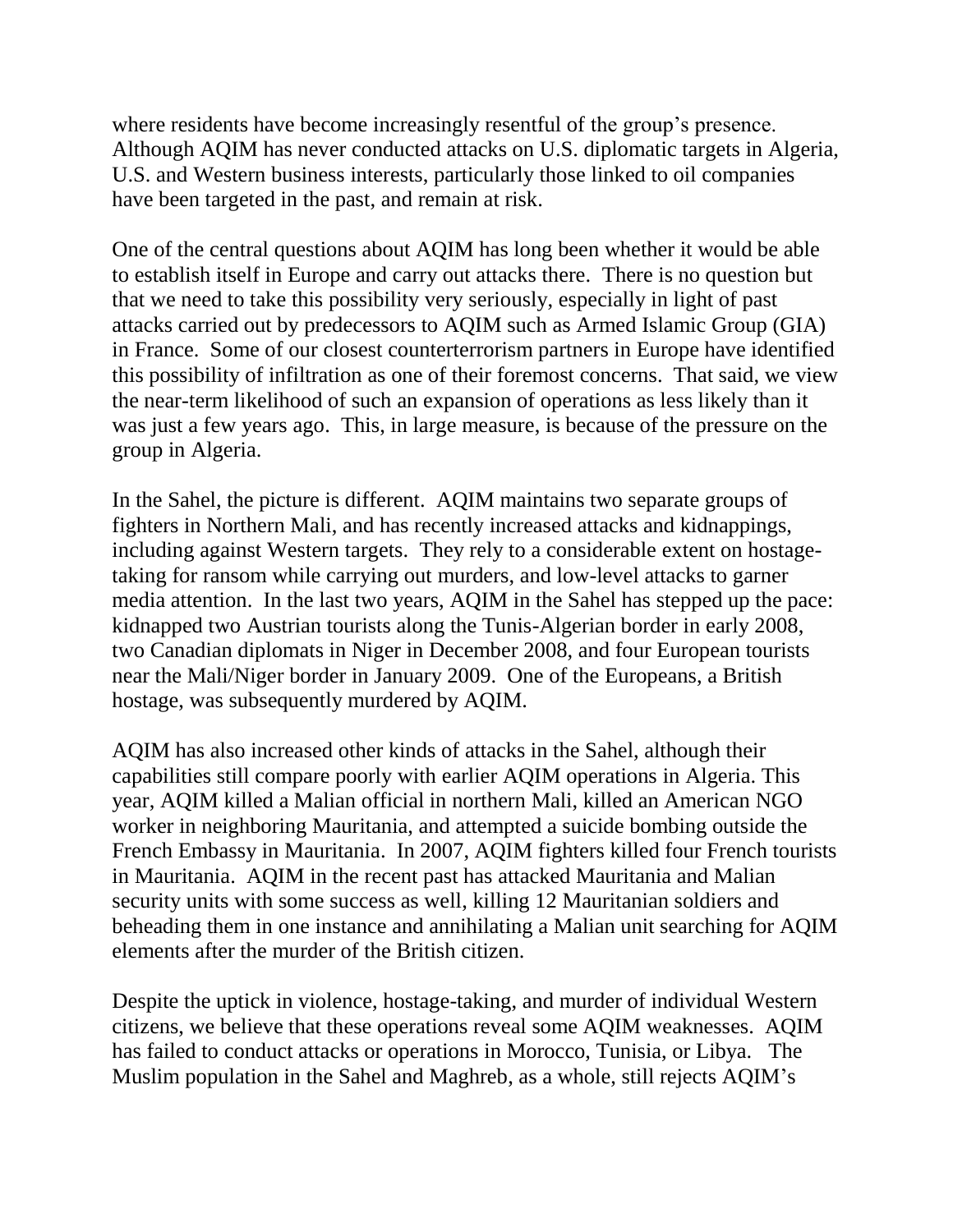where residents have become increasingly resentful of the group's presence. Although AQIM has never conducted attacks on U.S. diplomatic targets in Algeria, U.S. and Western business interests, particularly those linked to oil companies have been targeted in the past, and remain at risk.

One of the central questions about AQIM has long been whether it would be able to establish itself in Europe and carry out attacks there. There is no question but that we need to take this possibility very seriously, especially in light of past attacks carried out by predecessors to AQIM such as Armed Islamic Group (GIA) in France. Some of our closest counterterrorism partners in Europe have identified this possibility of infiltration as one of their foremost concerns. That said, we view the near-term likelihood of such an expansion of operations as less likely than it was just a few years ago. This, in large measure, is because of the pressure on the group in Algeria.

In the Sahel, the picture is different. AQIM maintains two separate groups of fighters in Northern Mali, and has recently increased attacks and kidnappings, including against Western targets. They rely to a considerable extent on hostage-taking for ransom while carrying out murders, and low-level attacks to garner media attention. In the last two years, AQIM in the Sahel has stepped up the pace: kidnapped two Austrian tourists along the Tunis-Algerian border in early 2008, two Canadian diplomats in Niger in December 2008, and four European tourists near the Mali/Niger border in January 2009. One of the Europeans, a British hostage, was subsequently murdered by AQIM.

AQIM has also increased other kinds of attacks in the Sahel, although their capabilities still compare poorly with earlier AQIM operations in Algeria. This year, AQIM killed a Malian official in northern Mali, killed an American NGO worker in neighboring Mauritania, and attempted a suicide bombing outside the French Embassy in Mauritania. In 2007, AQIM fighters killed four French tourists in Mauritania. AQIM in the recent past has attacked Mauritania and Malian security units with some success as well, killing 12 Mauritanian soldiers and beheading them in one instance and annihilating a Malian unit searching for AQIM elements after the murder of the British citizen.

Despite the uptick in violence, hostage-taking, and murder of individual Western citizens, we believe that these operations reveal some AQIM weaknesses. AQIM has failed to conduct attacks or operations in Morocco, Tunisia, or Libya. The Muslim population in the Sahel and Maghreb, as a whole, still rejects AQIM's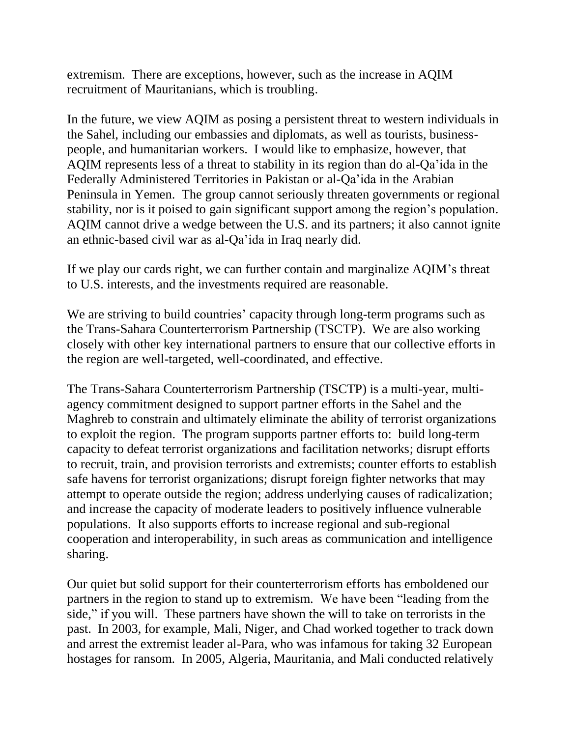extremism. There are exceptions, however, such as the increase in AQIM recruitment of Mauritanians, which is troubling.

In the future, we view AQIM as posing a persistent threat to western individuals in the Sahel, including our embassies and diplomats, as well as tourists, business-people, and humanitarian workers. I would like to emphasize, however, that AQIM represents less of a threat to stability in its region than do al-Qa'ida in the Federally Administered Territories in Pakistan or al-Qa'ida in the Arabian Peninsula in Yemen. The group cannot seriously threaten governments or regional stability, nor is it poised to gain significant support among the region's population. AQIM cannot drive a wedge between the U.S. and its partners; it also cannot ignite an ethnic-based civil war as al-Qa'ida in Iraq nearly did.

If we play our cards right, we can further contain and marginalize AQIM's threat to U.S. interests, and the investments required are reasonable.

We are striving to build countries' capacity through long-term programs such as the Trans-Sahara Counterterrorism Partnership (TSCTP). We are also working closely with other key international partners to ensure that our collective efforts in the region are well-targeted, well-coordinated, and effective.

The Trans-Sahara Counterterrorism Partnership (TSCTP) is a multi-year, multi-agency commitment designed to support partner efforts in the Sahel and the Maghreb to constrain and ultimately eliminate the ability of terrorist organizations to exploit the region. The program supports partner efforts to: build long-term capacity to defeat terrorist organizations and facilitation networks; disrupt efforts to recruit, train, and provision terrorists and extremists; counter efforts to establish safe havens for terrorist organizations; disrupt foreign fighter networks that may attempt to operate outside the region; address underlying causes of radicalization; and increase the capacity of moderate leaders to positively influence vulnerable populations. It also supports efforts to increase regional and sub-regional cooperation and interoperability, in such areas as communication and intelligence sharing.

Our quiet but solid support for their counterterrorism efforts has emboldened our partners in the region to stand up to extremism. We have been "leading from the side," if you will. These partners have shown the will to take on terrorists in the past. In 2003, for example, Mali, Niger, and Chad worked together to track down and arrest the extremist leader al-Para, who was infamous for taking 32 European hostages for ransom. In 2005, Algeria, Mauritania, and Mali conducted relatively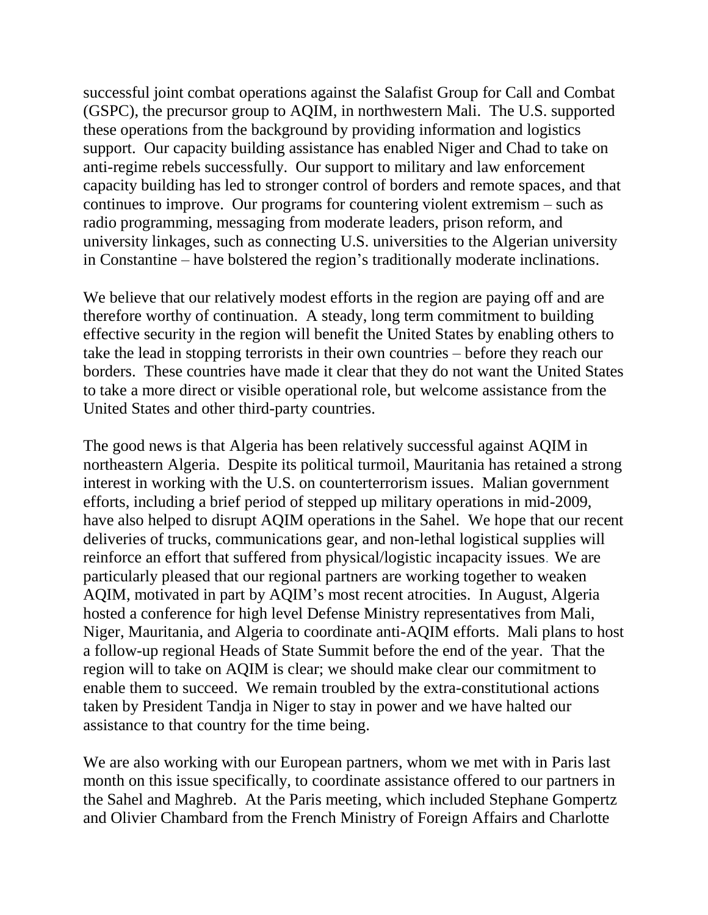successful joint combat operations against the Salafist Group for Call and Combat (GSPC), the precursor group to AQIM, in northwestern Mali. The U.S. supported these operations from the background by providing information and logistics support. Our capacity building assistance has enabled Niger and Chad to take on anti-regime rebels successfully. Our support to military and law enforcement capacity building has led to stronger control of borders and remote spaces, and that continues to improve. Our programs for countering violent extremism – such as radio programming, messaging from moderate leaders, prison reform, and university linkages, such as connecting U.S. universities to the Algerian university in Constantine – have bolstered the region's traditionally moderate inclinations.

We believe that our relatively modest efforts in the region are paying off and are therefore worthy of continuation. A steady, long term commitment to building effective security in the region will benefit the United States by enabling others to take the lead in stopping terrorists in their own countries – before they reach our borders. These countries have made it clear that they do not want the United States to take a more direct or visible operational role, but welcome assistance from the United States and other third-party countries.

The good news is that Algeria has been relatively successful against AQIM in northeastern Algeria. Despite its political turmoil, Mauritania has retained a strong interest in working with the U.S. on counterterrorism issues. Malian government efforts, including a brief period of stepped up military operations in mid-2009, have also helped to disrupt AQIM operations in the Sahel. We hope that our recent deliveries of trucks, communications gear, and non-lethal logistical supplies will reinforce an effort that suffered from physical/logistic incapacity issues. We are particularly pleased that our regional partners are working together to weaken AQIM, motivated in part by AQIM's most recent atrocities. In August, Algeria hosted a conference for high level Defense Ministry representatives from Mali, Niger, Mauritania, and Algeria to coordinate anti-AQIM efforts. Mali plans to host a follow-up regional Heads of State Summit before the end of the year. That the region will to take on AQIM is clear; we should make clear our commitment to enable them to succeed. We remain troubled by the extra-constitutional actions taken by President Tandja in Niger to stay in power and we have halted our assistance to that country for the time being.

We are also working with our European partners, whom we met with in Paris last month on this issue specifically, to coordinate assistance offered to our partners in the Sahel and Maghreb. At the Paris meeting, which included Stephane Gompertz and Olivier Chambard from the French Ministry of Foreign Affairs and Charlotte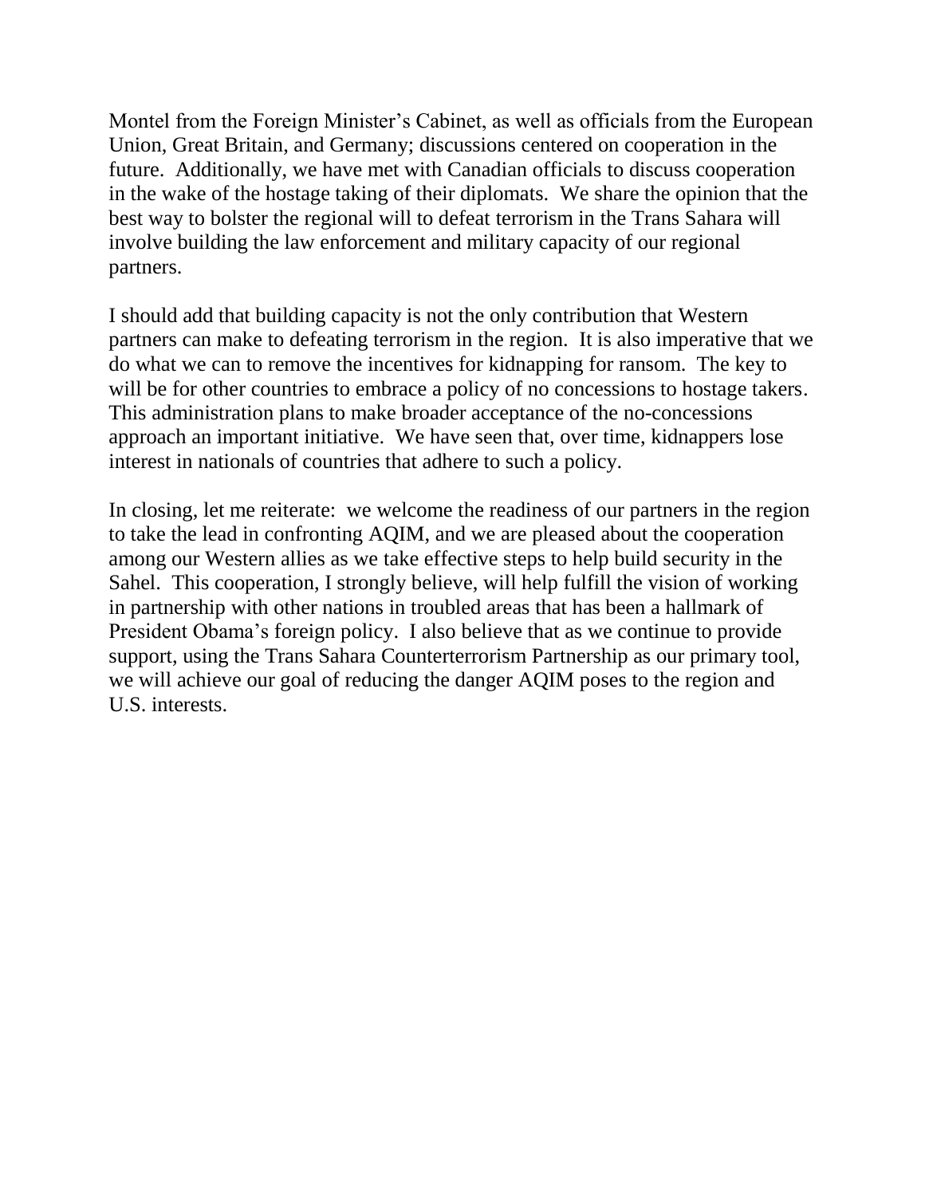Montel from the Foreign Minister's Cabinet, as well as officials from the European Union, Great Britain, and Germany; discussions centered on cooperation in the future. Additionally, we have met with Canadian officials to discuss cooperation in the wake of the hostage taking of their diplomats. We share the opinion that the best way to bolster the regional will to defeat terrorism in the Trans Sahara will involve building the law enforcement and military capacity of our regional partners.

I should add that building capacity is not the only contribution that Western partners can make to defeating terrorism in the region. It is also imperative that we do what we can to remove the incentives for kidnapping for ransom. The key to will be for other countries to embrace a policy of no concessions to hostage takers. This administration plans to make broader acceptance of the no-concessions approach an important initiative. We have seen that, over time, kidnappers lose interest in nationals of countries that adhere to such a policy.

In closing, let me reiterate: we welcome the readiness of our partners in the region to take the lead in confronting AQIM, and we are pleased about the cooperation among our Western allies as we take effective steps to help build security in the Sahel. This cooperation, I strongly believe, will help fulfill the vision of working in partnership with other nations in troubled areas that has been a hallmark of President Obama's foreign policy. I also believe that as we continue to provide support, using the Trans Sahara Counterterrorism Partnership as our primary tool, we will achieve our goal of reducing the danger AQIM poses to the region and U.S. interests.